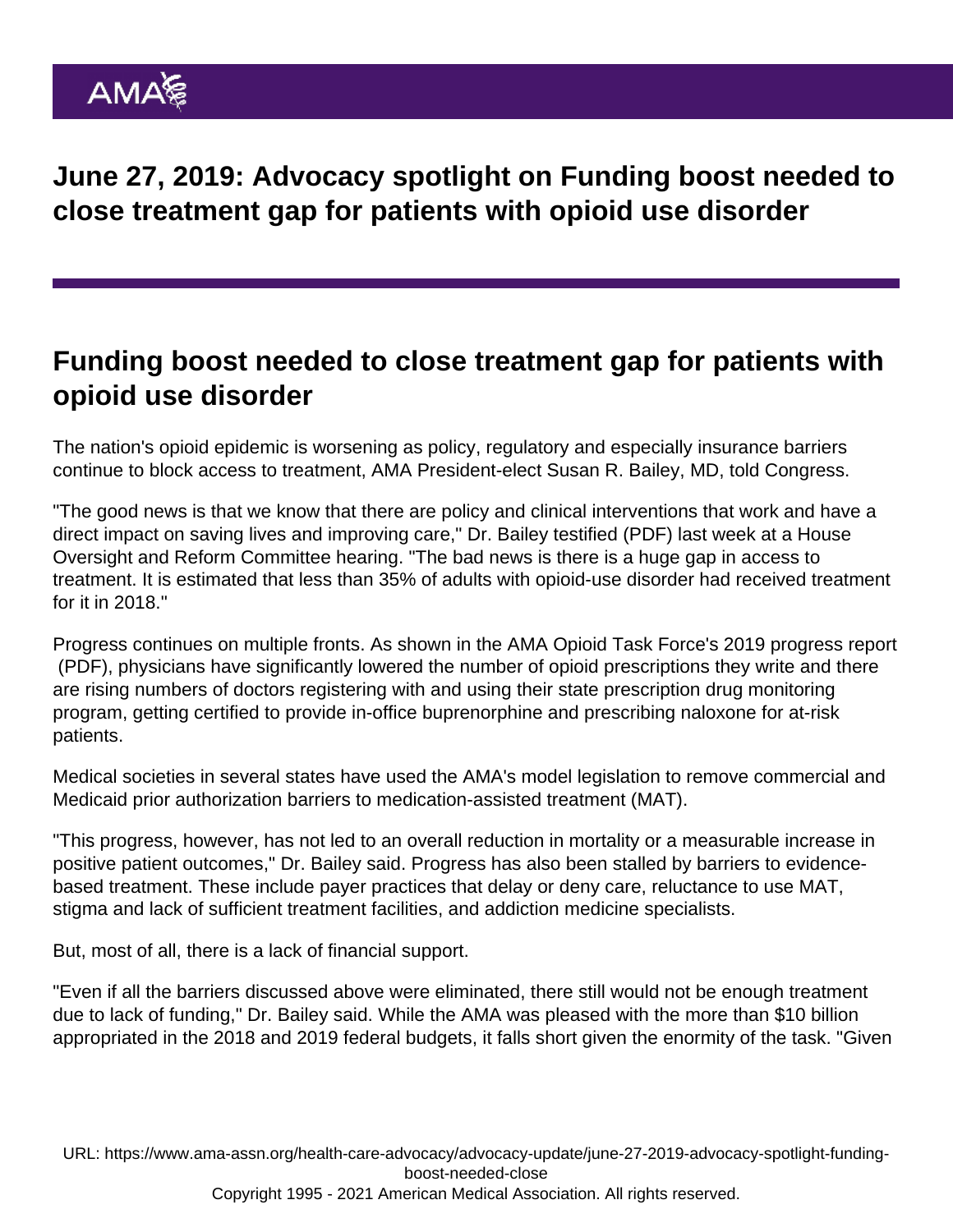# June 27, 2019: Advocacy spotlight on Funding boost needed to close treatment gap for patients with opioid use disorder

## Funding boost needed to close treatment gap for patients with opioid use disorder

The nation's opioid epidemic is worsening as policy, regulatory and especially insurance barriers continue to block access to treatment, AMA President-elect Susan R. Bailey, MD, told Congress.

"The good news is that we know that there are policy and clinical interventions that work and have a direct impact on saving lives and improving care," Dr. Bailey testified (PDF) last week at a House Oversight and Reform Committee hearing. "The bad news is there is a huge gap in access to treatment. It is estimated that less than 35% of adults with opioid-use disorder had received treatment for it in 2018."

Progress continues on multiple fronts. As shown in the AMA Opioid Task Force's 2019 progress report (PDF), physicians have significantly lowered the number of opioid prescriptions they write and there are rising numbers of doctors registering with and using their state prescription drug monitoring program, getting certified to provide in-office buprenorphine and prescribing naloxone for at-risk patients.

Medical societies in several states have used the AMA's model legislation to remove commercial and Medicaid prior authorization barriers to medication-assisted treatment (MAT).

"This progress, however, has not led to an overall reduction in mortality or a measurable increase in positive patient outcomes," Dr. Bailey said. Progress has also been stalled by barriers to evidence-based treatment. These include payer practices that delay or deny care, reluctance to use MAT, stigma and lack of sufficient treatment facilities, and addiction medicine specialists.

But, most of all, there is a lack of financial support.

"Even if all the barriers discussed above were eliminated, there still would not be enough treatment due to lack of funding," Dr. Bailey said. While the AMA was pleased with the more than $10 billion appropriated in the 2018 and 2019 federal budgets, it falls short given the enormity of the task. "Given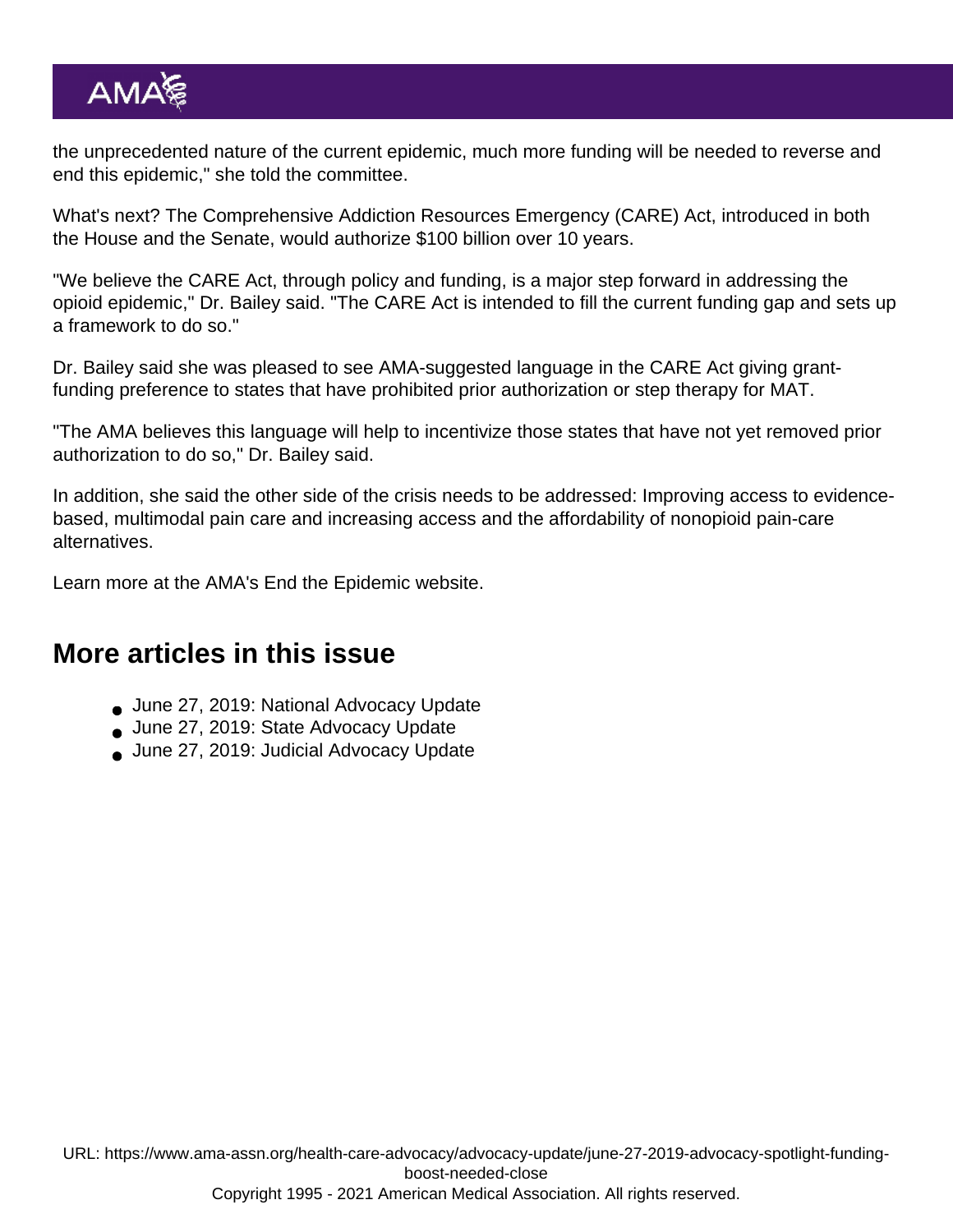the unprecedented nature of the current epidemic, much more funding will be needed to reverse and end this epidemic," she told the committee.

What's next? The Comprehensive Addiction Resources Emergency (CARE) Act, introduced in both the House and the Senate, would authorize $100 billion over 10 years.

"We believe the CARE Act, through policy and funding, is a major step forward in addressing the opioid epidemic," Dr. Bailey said. "The CARE Act is intended to fill the current funding gap and sets up a framework to do so."

Dr. Bailey said she was pleased to see AMA-suggested language in the CARE Act giving grant-funding preference to states that have prohibited prior authorization or step therapy for MAT.

"The AMA believes this language will help to incentivize those states that have not yet removed prior authorization to do so," Dr. Bailey said.

In addition, she said the other side of the crisis needs to be addressed: Improving access to evidence-based, multimodal pain care and increasing access and the affordability of nonopioid pain-care alternatives.

Learn more at the AMA's End the Epidemic website.

## More articles in this issue

- June 27, 2019: National Advocacy Update
- June 27, 2019: State Advocacy Update
- June 27, 2019: Judicial Advocacy Update

URL: https://www.ama-assn.org/health-care-advocacy/advocacy-update/june-27-2019-advocacy-spotlight-funding-boost-needed-close
Copyright 1995 - 2021 American Medical Association. All rights reserved.